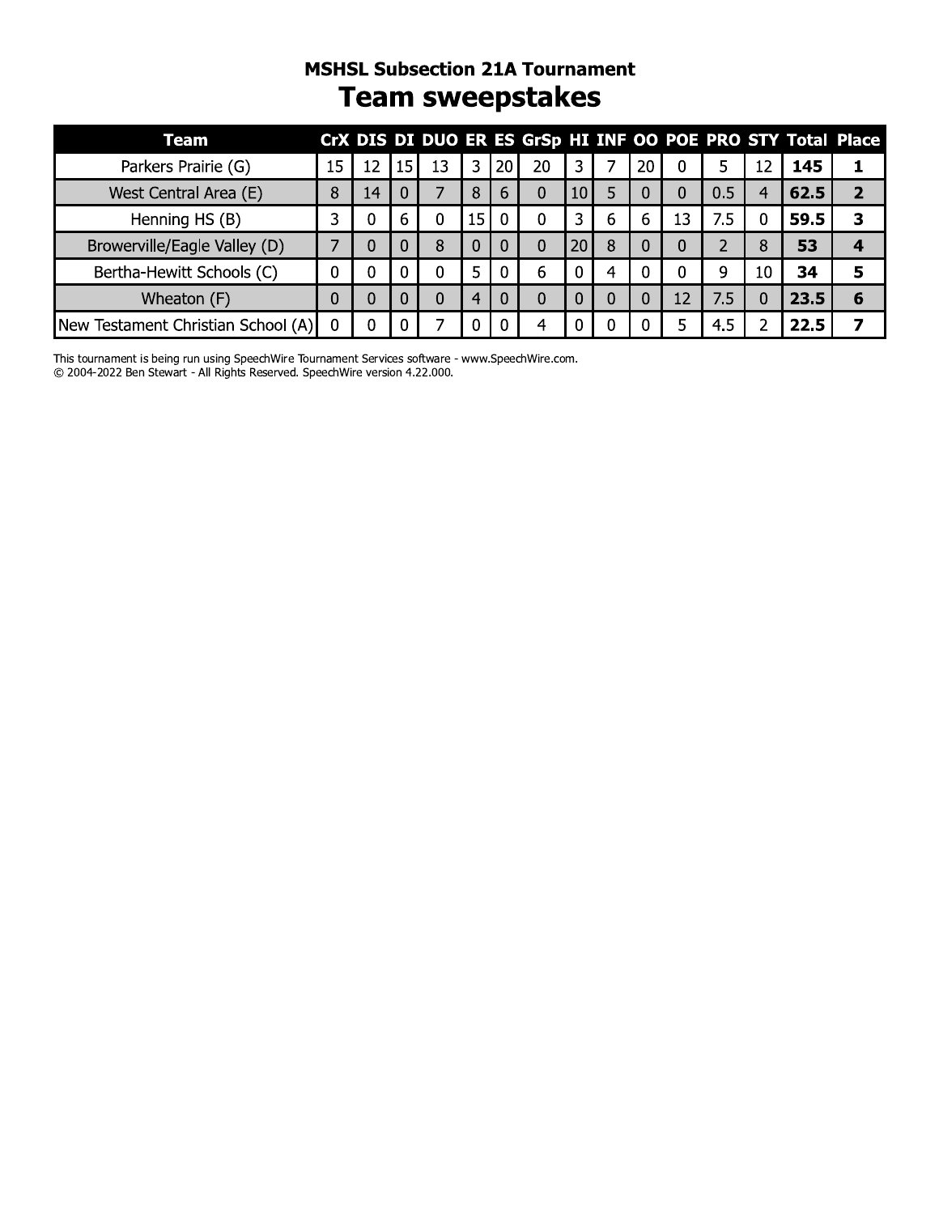### MSHSL Subsection 21A Tournament

# Team sweepstakes

| Team | CrX | DIS | DI | DUO | ER | ES | GrSp | HI | INF | OO | POE | PRO | STY | Total | Place |
|---|---|---|---|---|---|---|---|---|---|---|---|---|---|---|---|
| Parkers Prairie (G) | 15 | 12 | 15 | 13 | 3 | 20 | 20 | 3 | 7 | 20 | 0 | 5 | 12 | **145** | **1** |
| West Central Area (E) | 8 | 14 | 0 | 7 | 8 | 6 | 0 | 10 | 5 | 0 | 0 | 0.5 | 4 | **62.5** | **2** |
| Henning HS (B) | 3 | 0 | 6 | 0 | 15 | 0 | 0 | 3 | 6 | 6 | 13 | 7.5 | 0 | **59.5** | **3** |
| Browerville/Eagle Valley (D) | 7 | 0 | 0 | 8 | 0 | 0 | 0 | 20 | 8 | 0 | 0 | 2 | 8 | **53** | **4** |
| Bertha-Hewitt Schools (C) | 0 | 0 | 0 | 0 | 5 | 0 | 6 | 0 | 4 | 0 | 0 | 9 | 10 | **34** | **5** |
| Wheaton (F) | 0 | 0 | 0 | 0 | 4 | 0 | 0 | 0 | 0 | 0 | 12 | 7.5 | 0 | **23.5** | **6** |
| New Testament Christian School (A) | 0 | 0 | 0 | 7 | 0 | 0 | 4 | 0 | 0 | 0 | 5 | 4.5 | 2 | **22.5** | **7** |

This tournament is being run using SpeechWire Tournament Services software - www.SpeechWire.com.
© 2004-2022 Ben Stewart - All Rights Reserved. SpeechWire version 4.22.000.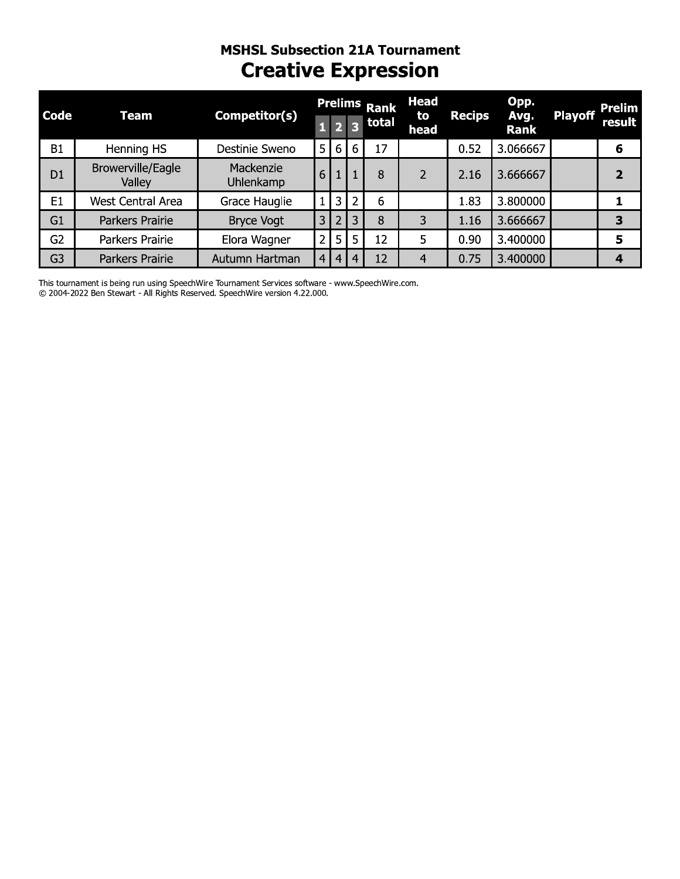### MSHSL Subsection 21A Tournament

# Creative Expression

| Code | Team | Competitor(s) | Prelims | | | Rank total | Head to head | Recips | Opp. Avg. Rank | Playoff | Prelim result |
|---|---|---|---|---|---|---|---|---|---|---|---|
| | | | 1 | 2 | 3 | | | | | | |
| B1 | Henning HS | Destinie Sweno | 5 | 6 | 6 | 17 | | 0.52 | 3.066667 | | **6** |
| D1 | Browerville/Eagle Valley | Mackenzie Uhlenkamp | 6 | 1 | 1 | 8 | 2 | 2.16 | 3.666667 | | **2** |
| E1 | West Central Area | Grace Hauglie | 1 | 3 | 2 | 6 | | 1.83 | 3.800000 | | **1** |
| G1 | Parkers Prairie | Bryce Vogt | 3 | 2 | 3 | 8 | 3 | 1.16 | 3.666667 | | **3** |
| G2 | Parkers Prairie | Elora Wagner | 2 | 5 | 5 | 12 | 5 | 0.90 | 3.400000 | | **5** |
| G3 | Parkers Prairie | Autumn Hartman | 4 | 4 | 4 | 12 | 4 | 0.75 | 3.400000 | | **4** |

This tournament is being run using SpeechWire Tournament Services software - www.SpeechWire.com.
© 2004-2022 Ben Stewart - All Rights Reserved. SpeechWire version 4.22.000.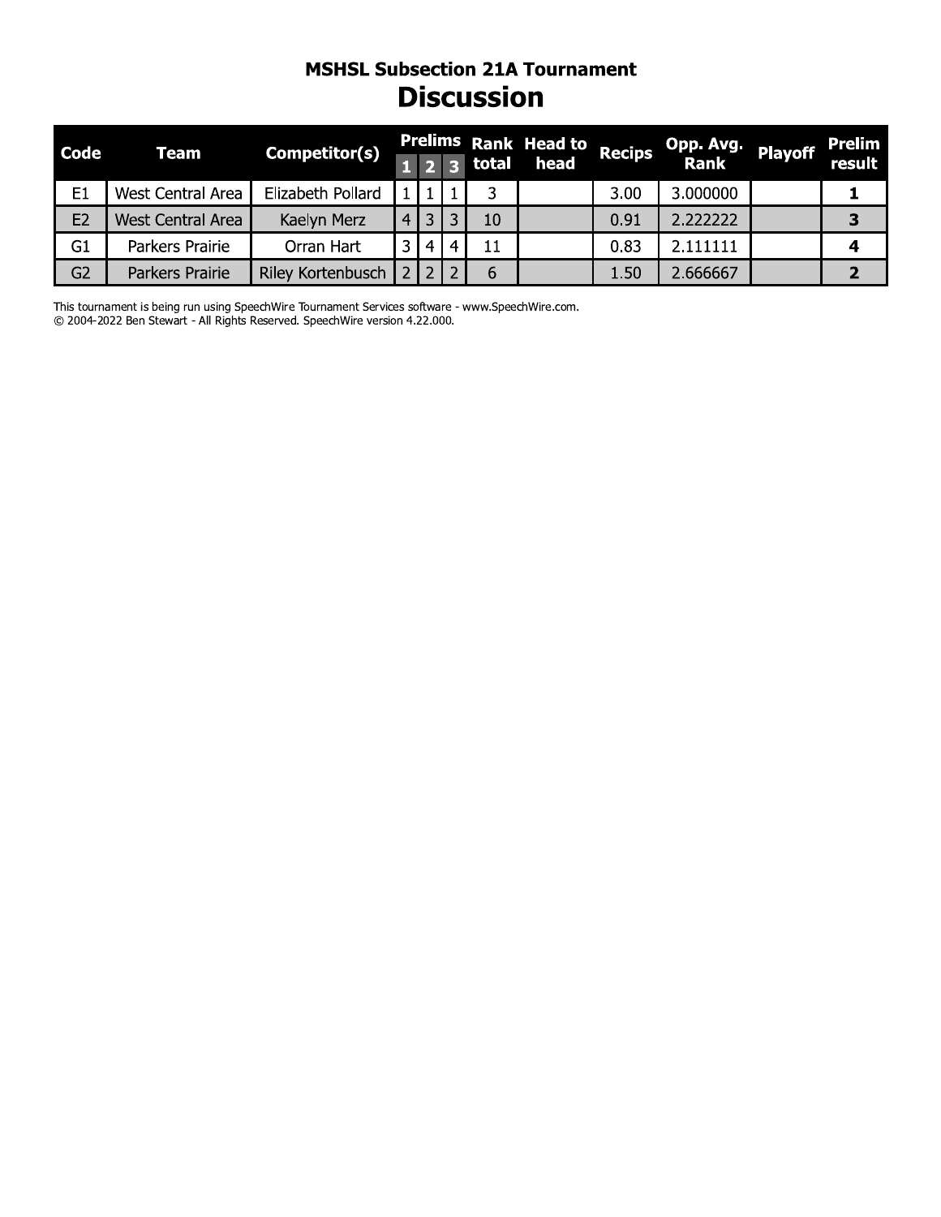# MSHSL Subsection 21A Tournament

## Discussion

| Code | Team | Competitor(s) | Prelims | | | Rank total | Head to head | Recips | Opp. Avg. Rank | Playoff | Prelim result |
|---|---|---|---|---|---|---|---|---|---|---|---|
| | | | 1 | 2 | 3 | | | | | | |
| E1 | West Central Area | Elizabeth Pollard | 1 | 1 | 1 | 3 | | 3.00 | 3.000000 | | **1** |
| E2 | West Central Area | Kaelyn Merz | 4 | 3 | 3 | 10 | | 0.91 | 2.222222 | | **3** |
| G1 | Parkers Prairie | Orran Hart | 3 | 4 | 4 | 11 | | 0.83 | 2.111111 | | **4** |
| G2 | Parkers Prairie | Riley Kortenbusch | 2 | 2 | 2 | 6 | | 1.50 | 2.666667 | | **2** |

This tournament is being run using SpeechWire Tournament Services software - www.SpeechWire.com.
© 2004-2022 Ben Stewart - All Rights Reserved. SpeechWire version 4.22.000.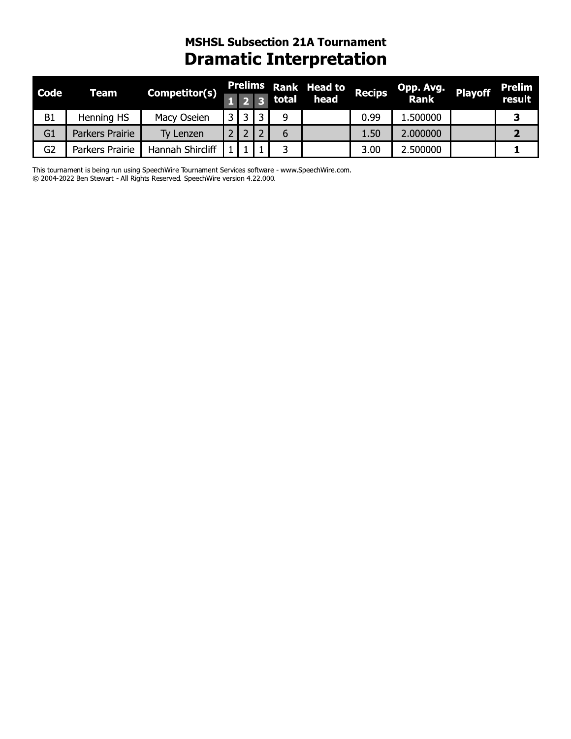### MSHSL Subsection 21A Tournament

# Dramatic Interpretation

| Code | Team | Competitor(s) | Prelims 1 | Prelims 2 | Prelims 3 | Rank total | Head to head | Recips | Opp. Avg. Rank | Playoff | Prelim result |
|---|---|---|---|---|---|---|---|---|---|---|---|
| B1 | Henning HS | Macy Oseien | 3 | 3 | 3 | 9 | | 0.99 | 1.500000 | | **3** |
| G1 | Parkers Prairie | Ty Lenzen | 2 | 2 | 2 | 6 | | 1.50 | 2.000000 | | **2** |
| G2 | Parkers Prairie | Hannah Shircliff | 1 | 1 | 1 | 3 | | 3.00 | 2.500000 | | **1** |

This tournament is being run using SpeechWire Tournament Services software - www.SpeechWire.com.
© 2004-2022 Ben Stewart - All Rights Reserved. SpeechWire version 4.22.000.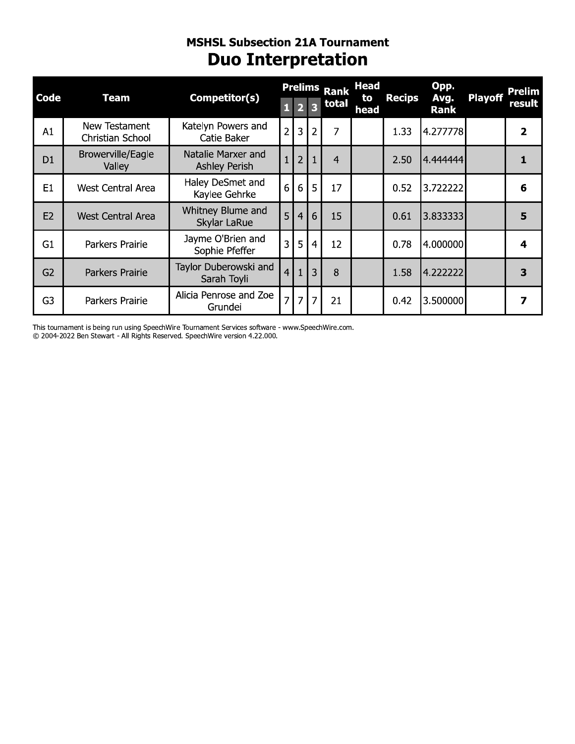## MSHSL Subsection 21A Tournament

# Duo Interpretation

| Code | Team | Competitor(s) | Prelims | | | Rank total | Head to head | Recips | Opp. Avg. Rank | Playoff | Prelim result |
|---|---|---|---|---|---|---|---|---|---|---|---|
| | | | 1 | 2 | 3 | | | | | | |
| A1 | New Testament Christian School | Katelyn Powers and Catie Baker | 2 | 3 | 2 | 7 | | 1.33 | 4.277778 | | **2** |
| D1 | Browerville/Eagle Valley | Natalie Marxer and Ashley Perish | 1 | 2 | 1 | 4 | | 2.50 | 4.444444 | | **1** |
| E1 | West Central Area | Haley DeSmet and Kaylee Gehrke | 6 | 6 | 5 | 17 | | 0.52 | 3.722222 | | **6** |
| E2 | West Central Area | Whitney Blume and Skylar LaRue | 5 | 4 | 6 | 15 | | 0.61 | 3.833333 | | **5** |
| G1 | Parkers Prairie | Jayme O'Brien and Sophie Pfeffer | 3 | 5 | 4 | 12 | | 0.78 | 4.000000 | | **4** |
| G2 | Parkers Prairie | Taylor Duberowski and Sarah Toyli | 4 | 1 | 3 | 8 | | 1.58 | 4.222222 | | **3** |
| G3 | Parkers Prairie | Alicia Penrose and Zoe Grundei | 7 | 7 | 7 | 21 | | 0.42 | 3.500000 | | **7** |

This tournament is being run using SpeechWire Tournament Services software - www.SpeechWire.com.
© 2004-2022 Ben Stewart - All Rights Reserved. SpeechWire version 4.22.000.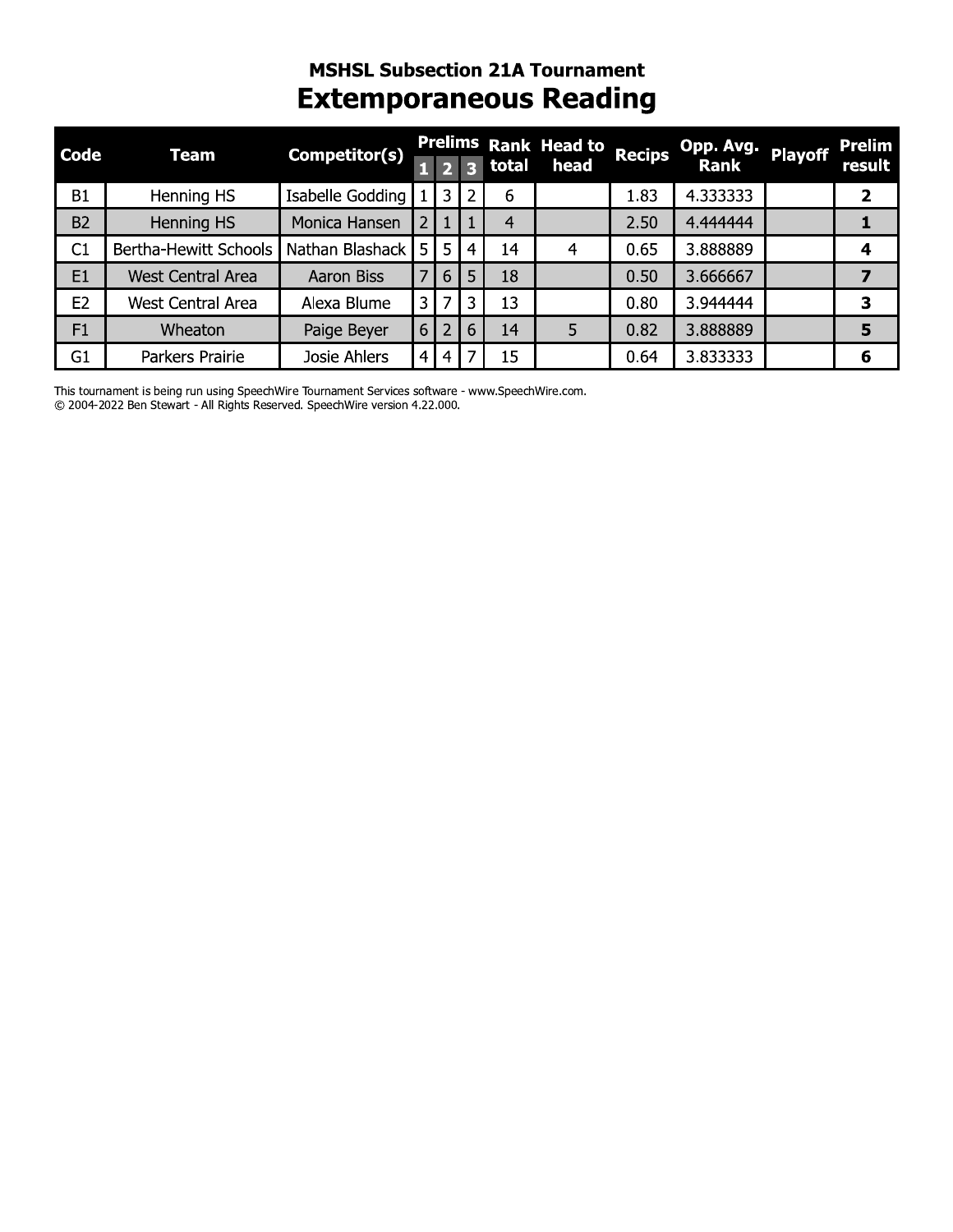# MSHSL Subsection 21A Tournament

## Extemporaneous Reading

| Code | Team | Competitor(s) | Prelims | | | Rank total | Head to head | Recips | Opp. Avg. Rank | Playoff | Prelim result |
|---|---|---|---|---|---|---|---|---|---|---|---|
| | | | 1 | 2 | 3 | | | | | | |
| B1 | Henning HS | Isabelle Godding | 1 | 3 | 2 | 6 | | 1.83 | 4.333333 | | **2** |
| B2 | Henning HS | Monica Hansen | 2 | 1 | 1 | 4 | | 2.50 | 4.444444 | | **1** |
| C1 | Bertha-Hewitt Schools | Nathan Blashack | 5 | 5 | 4 | 14 | 4 | 0.65 | 3.888889 | | **4** |
| E1 | West Central Area | Aaron Biss | 7 | 6 | 5 | 18 | | 0.50 | 3.666667 | | **7** |
| E2 | West Central Area | Alexa Blume | 3 | 7 | 3 | 13 | | 0.80 | 3.944444 | | **3** |
| F1 | Wheaton | Paige Beyer | 6 | 2 | 6 | 14 | 5 | 0.82 | 3.888889 | | **5** |
| G1 | Parkers Prairie | Josie Ahlers | 4 | 4 | 7 | 15 | | 0.64 | 3.833333 | | **6** |

This tournament is being run using SpeechWire Tournament Services software - www.SpeechWire.com.
© 2004-2022 Ben Stewart - All Rights Reserved. SpeechWire version 4.22.000.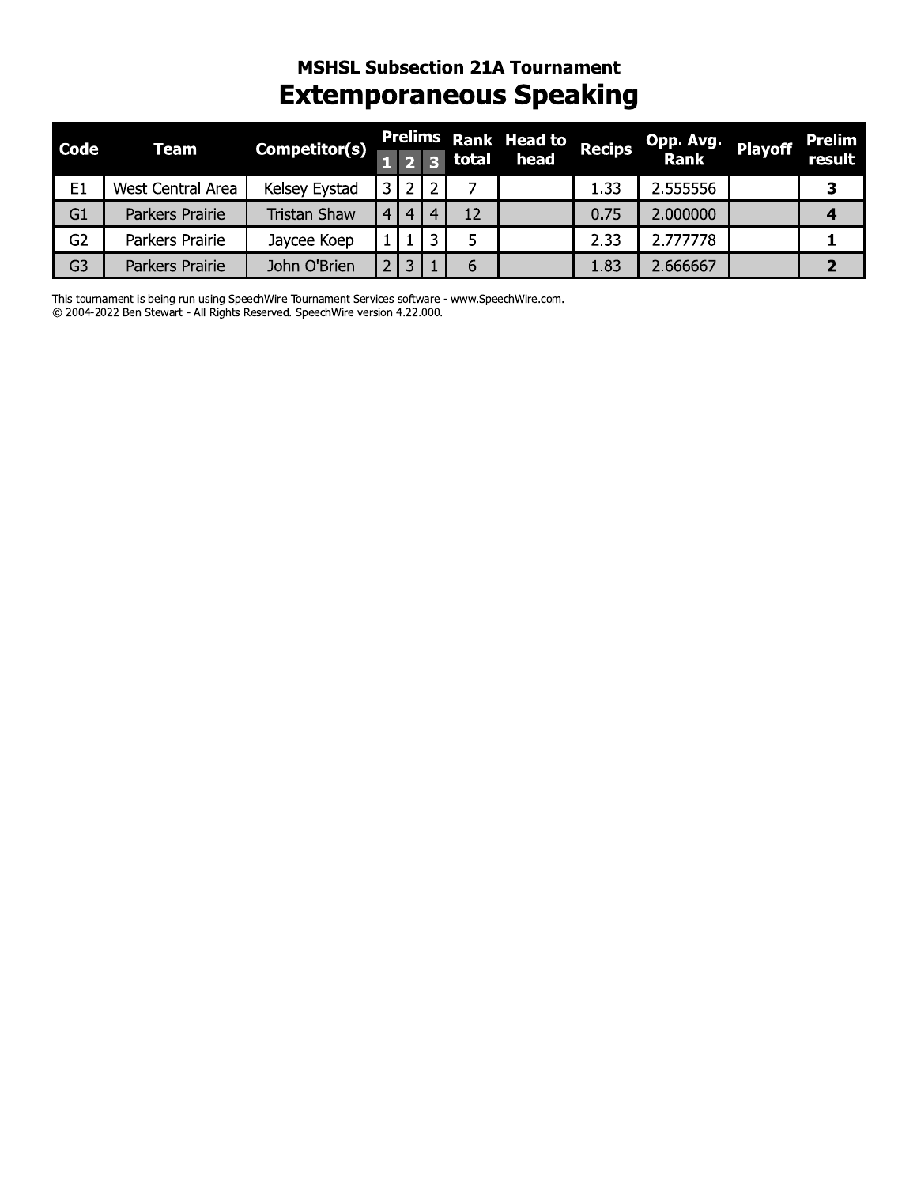## MSHSL Subsection 21A Tournament

# Extemporaneous Speaking

| Code | Team | Competitor(s) | Prelims | | | Rank total | Head to head | Recips | Opp. Avg. Rank | Playoff | Prelim result |
|---|---|---|---|---|---|---|---|---|---|---|---|
| | | | 1 | 2 | 3 | | | | | | |
| E1 | West Central Area | Kelsey Eystad | 3 | 2 | 2 | 7 | | 1.33 | 2.555556 | | **3** |
| G1 | Parkers Prairie | Tristan Shaw | 4 | 4 | 4 | 12 | | 0.75 | 2.000000 | | **4** |
| G2 | Parkers Prairie | Jaycee Koep | 1 | 1 | 3 | 5 | | 2.33 | 2.777778 | | **1** |
| G3 | Parkers Prairie | John O'Brien | 2 | 3 | 1 | 6 | | 1.83 | 2.666667 | | **2** |

This tournament is being run using SpeechWire Tournament Services software - www.SpeechWire.com.
© 2004-2022 Ben Stewart - All Rights Reserved. SpeechWire version 4.22.000.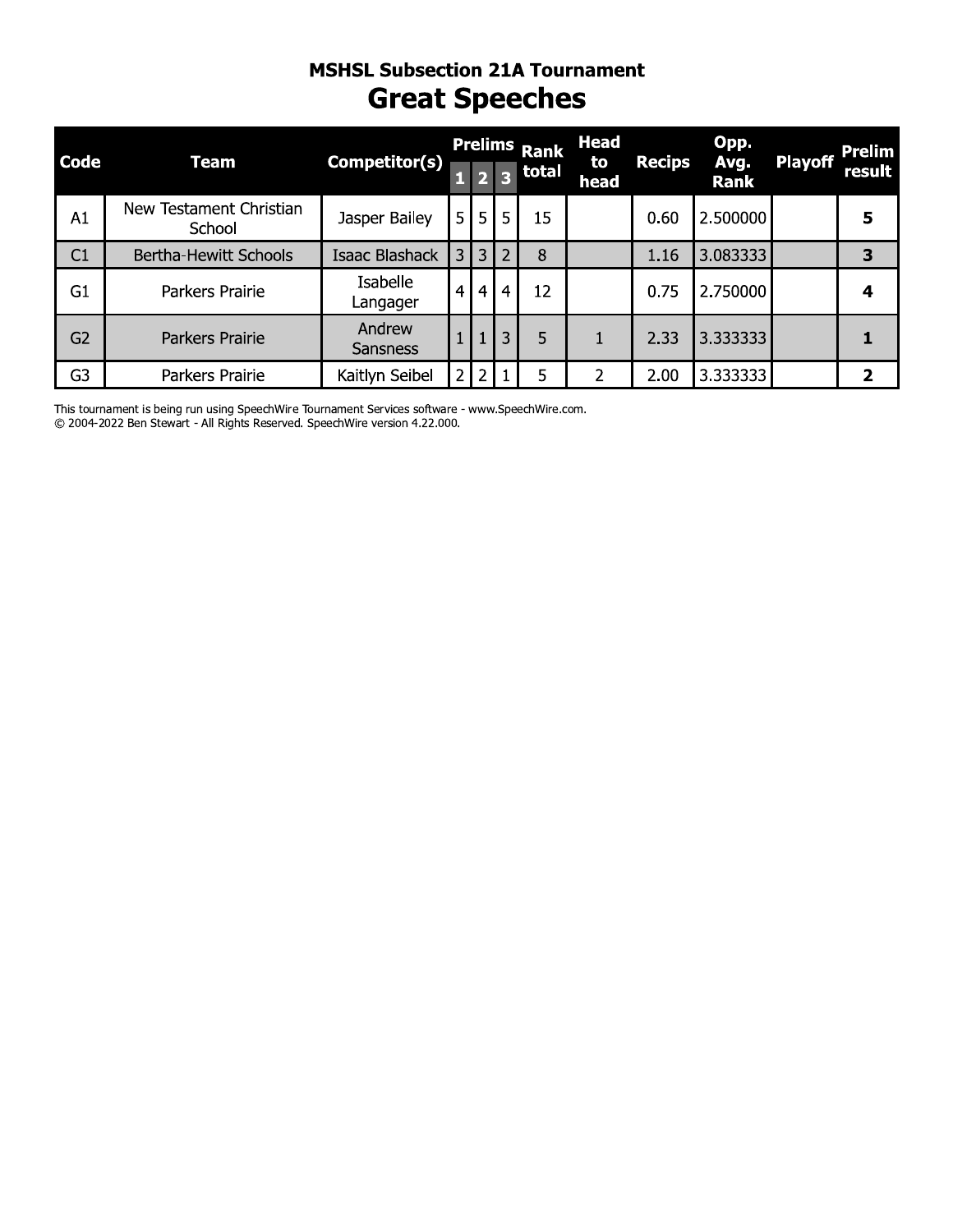# MSHSL Subsection 21A Tournament

## Great Speeches

| Code | Team | Competitor(s) | Prelims | | | Rank total | Head to head | Recips | Opp. Avg. Rank | Playoff | Prelim result |
|---|---|---|---|---|---|---|---|---|---|---|---|
| | | | 1 | 2 | 3 | | | | | | |
| A1 | New Testament Christian School | Jasper Bailey | 5 | 5 | 5 | 15 | | 0.60 | 2.500000 | | **5** |
| C1 | Bertha-Hewitt Schools | Isaac Blashack | 3 | 3 | 2 | 8 | | 1.16 | 3.083333 | | **3** |
| G1 | Parkers Prairie | Isabelle Langager | 4 | 4 | 4 | 12 | | 0.75 | 2.750000 | | **4** |
| G2 | Parkers Prairie | Andrew Sansness | 1 | 1 | 3 | 5 | 1 | 2.33 | 3.333333 | | **1** |
| G3 | Parkers Prairie | Kaitlyn Seibel | 2 | 2 | 1 | 5 | 2 | 2.00 | 3.333333 | | **2** |

This tournament is being run using SpeechWire Tournament Services software - www.SpeechWire.com.
© 2004-2022 Ben Stewart - All Rights Reserved. SpeechWire version 4.22.000.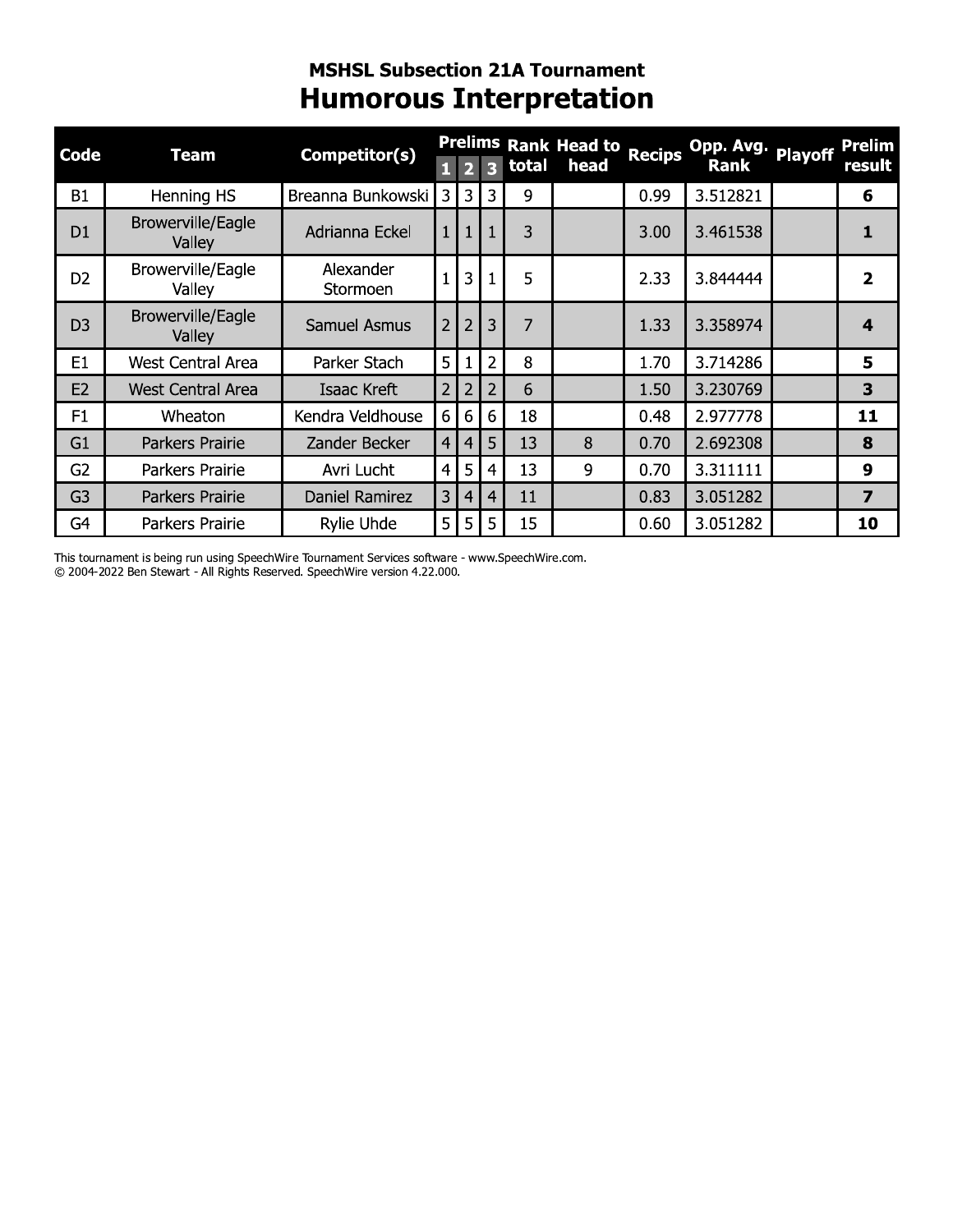## MSHSL Subsection 21A Tournament

# Humorous Interpretation

| Code | Team | Competitor(s) | Prelims 1 | Prelims 2 | Prelims 3 | Rank total | Head to head | Recips | Opp. Avg. Rank | Playoff | Prelim result |
|---|---|---|---|---|---|---|---|---|---|---|---|
| B1 | Henning HS | Breanna Bunkowski | 3 | 3 | 3 | 9 | | 0.99 | 3.512821 | | **6** |
| D1 | Browerville/Eagle Valley | Adrianna Eckel | 1 | 1 | 1 | 3 | | 3.00 | 3.461538 | | **1** |
| D2 | Browerville/Eagle Valley | Alexander Stormoen | 1 | 3 | 1 | 5 | | 2.33 | 3.844444 | | **2** |
| D3 | Browerville/Eagle Valley | Samuel Asmus | 2 | 2 | 3 | 7 | | 1.33 | 3.358974 | | **4** |
| E1 | West Central Area | Parker Stach | 5 | 1 | 2 | 8 | | 1.70 | 3.714286 | | **5** |
| E2 | West Central Area | Isaac Kreft | 2 | 2 | 2 | 6 | | 1.50 | 3.230769 | | **3** |
| F1 | Wheaton | Kendra Veldhouse | 6 | 6 | 6 | 18 | | 0.48 | 2.977778 | | **11** |
| G1 | Parkers Prairie | Zander Becker | 4 | 4 | 5 | 13 | 8 | 0.70 | 2.692308 | | **8** |
| G2 | Parkers Prairie | Avri Lucht | 4 | 5 | 4 | 13 | 9 | 0.70 | 3.311111 | | **9** |
| G3 | Parkers Prairie | Daniel Ramirez | 3 | 4 | 4 | 11 | | 0.83 | 3.051282 | | **7** |
| G4 | Parkers Prairie | Rylie Uhde | 5 | 5 | 5 | 15 | | 0.60 | 3.051282 | | **10** |

This tournament is being run using SpeechWire Tournament Services software - www.SpeechWire.com.
© 2004-2022 Ben Stewart - All Rights Reserved. SpeechWire version 4.22.000.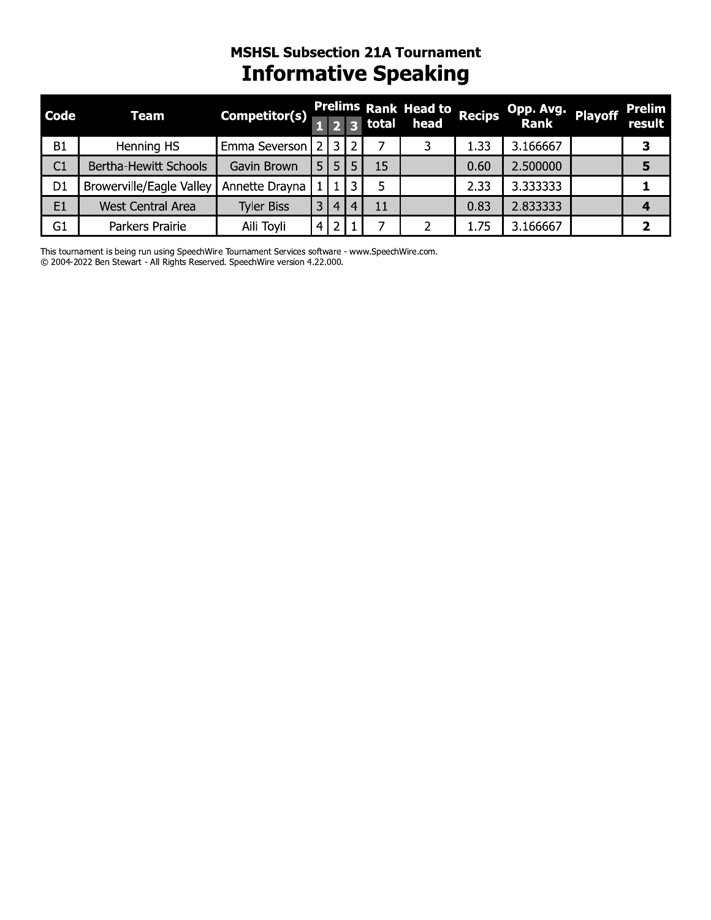## MSHSL Subsection 21A Tournament

# Informative Speaking

| Code | Team | Competitor(s) | Prelims | | | Rank total | Head to head | Recips | Opp. Avg. Rank | Playoff | Prelim result |
|---|---|---|---|---|---|---|---|---|---|---|---|
| | | | 1 | 2 | 3 | | | | | | |
| B1 | Henning HS | Emma Severson | 2 | 3 | 2 | 7 | 3 | 1.33 | 3.166667 | | **3** |
| C1 | Bertha-Hewitt Schools | Gavin Brown | 5 | 5 | 5 | 15 | | 0.60 | 2.500000 | | **5** |
| D1 | Browerville/Eagle Valley | Annette Drayna | 1 | 1 | 3 | 5 | | 2.33 | 3.333333 | | **1** |
| E1 | West Central Area | Tyler Biss | 3 | 4 | 4 | 11 | | 0.83 | 2.833333 | | **4** |
| G1 | Parkers Prairie | Aili Toyli | 4 | 2 | 1 | 7 | 2 | 1.75 | 3.166667 | | **2** |

This tournament is being run using SpeechWire Tournament Services software - www.SpeechWire.com.
© 2004-2022 Ben Stewart - All Rights Reserved. SpeechWire version 4.22.000.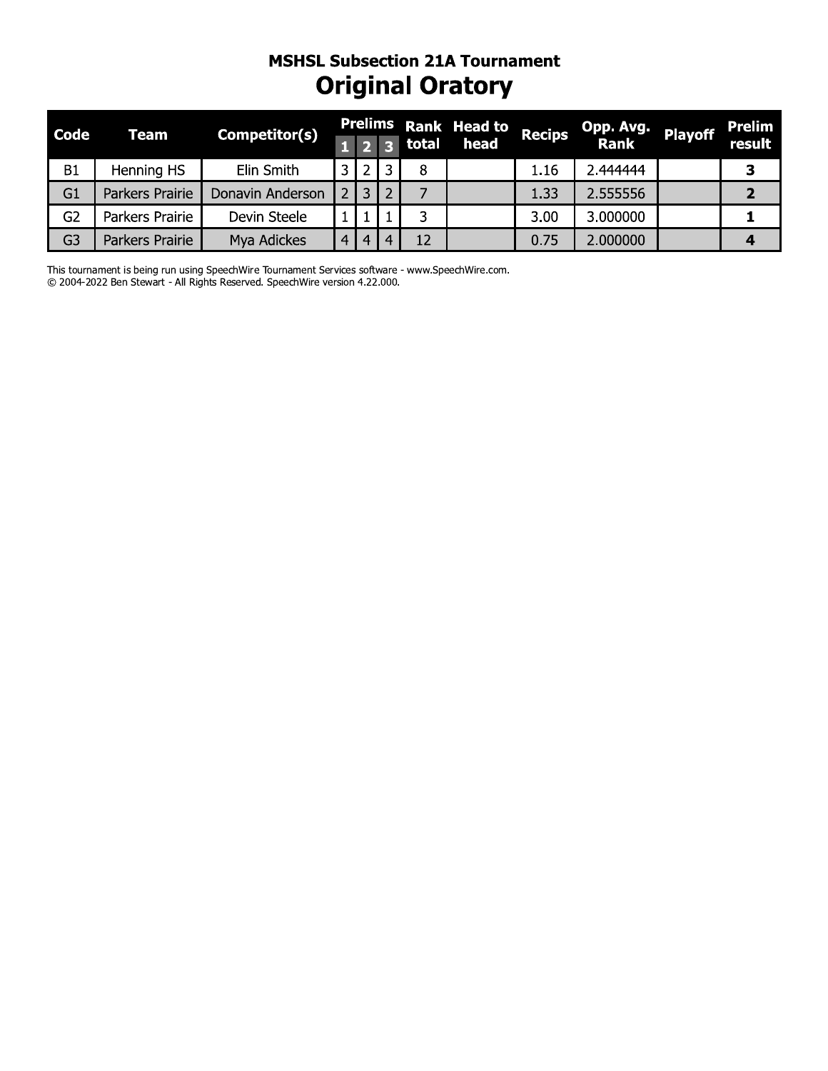## MSHSL Subsection 21A Tournament

# Original Oratory

| Code | Team | Competitor(s) | Prelims 1 | Prelims 2 | Prelims 3 | Rank total | Head to head | Recips | Opp. Avg. Rank | Playoff | Prelim result |
|---|---|---|---|---|---|---|---|---|---|---|---|
| B1 | Henning HS | Elin Smith | 3 | 2 | 3 | 8 | | 1.16 | 2.444444 | | **3** |
| G1 | Parkers Prairie | Donavin Anderson | 2 | 3 | 2 | 7 | | 1.33 | 2.555556 | | **2** |
| G2 | Parkers Prairie | Devin Steele | 1 | 1 | 1 | 3 | | 3.00 | 3.000000 | | **1** |
| G3 | Parkers Prairie | Mya Adickes | 4 | 4 | 4 | 12 | | 0.75 | 2.000000 | | **4** |

This tournament is being run using SpeechWire Tournament Services software - www.SpeechWire.com.
© 2004-2022 Ben Stewart - All Rights Reserved. SpeechWire version 4.22.000.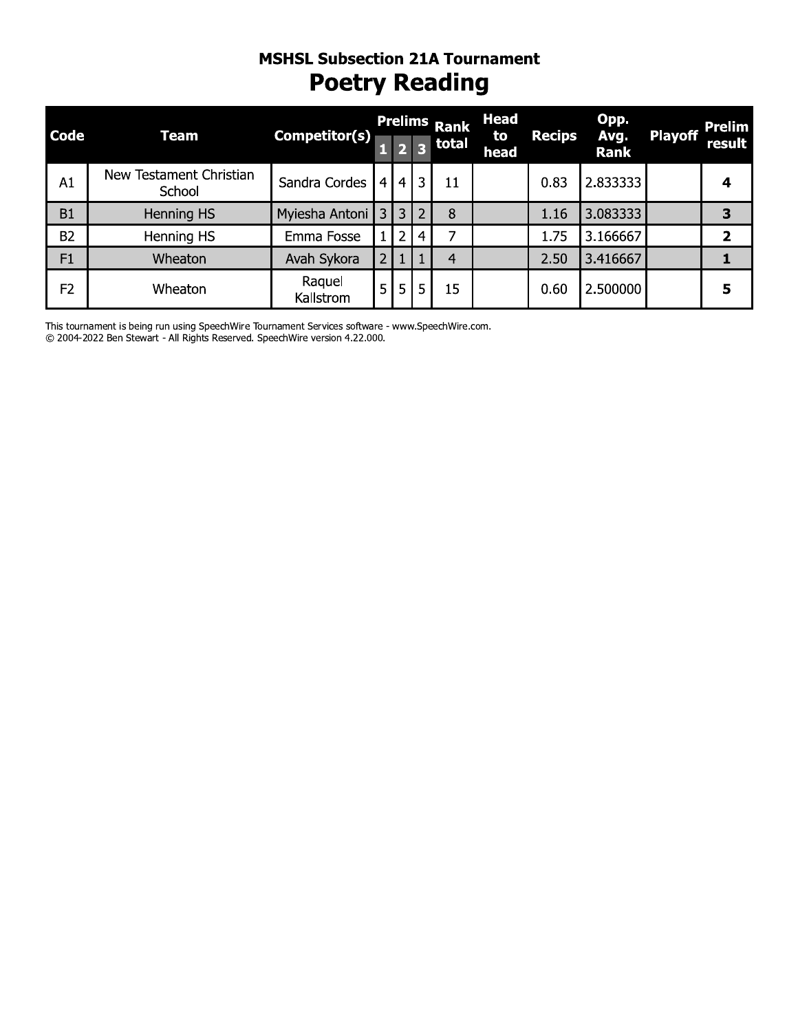### MSHSL Subsection 21A Tournament

# Poetry Reading

| Code | Team | Competitor(s) | Prelims 1 | Prelims 2 | Prelims 3 | Rank total | Head to head | Recips | Opp. Avg. Rank | Playoff | Prelim result |
|---|---|---|---|---|---|---|---|---|---|---|---|
| A1 | New Testament Christian School | Sandra Cordes | 4 | 4 | 3 | 11 | | 0.83 | 2.833333 | | **4** |
| B1 | Henning HS | Myiesha Antoni | 3 | 3 | 2 | 8 | | 1.16 | 3.083333 | | **3** |
| B2 | Henning HS | Emma Fosse | 1 | 2 | 4 | 7 | | 1.75 | 3.166667 | | **2** |
| F1 | Wheaton | Avah Sykora | 2 | 1 | 1 | 4 | | 2.50 | 3.416667 | | **1** |
| F2 | Wheaton | Raquel Kallstrom | 5 | 5 | 5 | 15 | | 0.60 | 2.500000 | | **5** |

This tournament is being run using SpeechWire Tournament Services software - www.SpeechWire.com.
© 2004-2022 Ben Stewart - All Rights Reserved. SpeechWire version 4.22.000.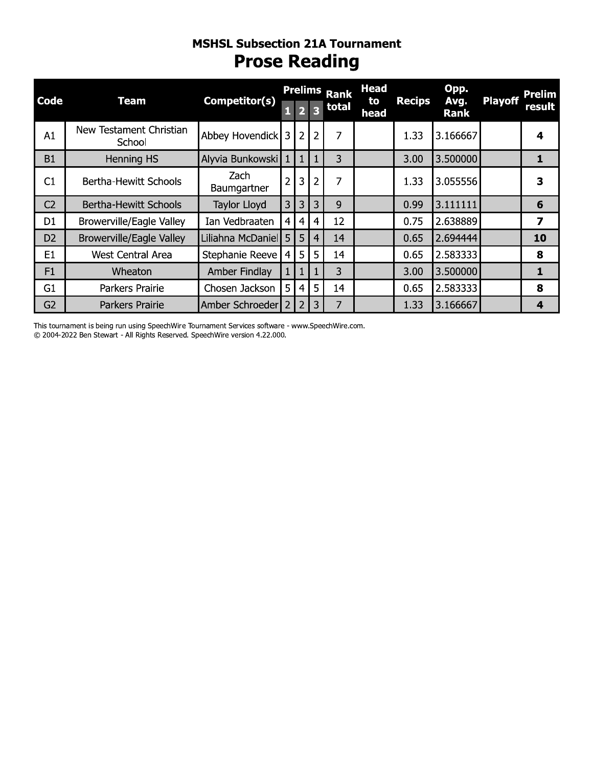## MSHSL Subsection 21A Tournament

# Prose Reading

| Code | Team | Competitor(s) | Prelims | | | Rank total | Head to head | Recips | Opp. Avg. Rank | Playoff | Prelim result |
|---|---|---|---|---|---|---|---|---|---|---|---|
| | | | 1 | 2 | 3 | | | | | | |
| A1 | New Testament Christian School | Abbey Hovendick | 3 | 2 | 2 | 7 | | 1.33 | 3.166667 | | **4** |
| B1 | Henning HS | Alyvia Bunkowski | 1 | 1 | 1 | 3 | | 3.00 | 3.500000 | | **1** |
| C1 | Bertha-Hewitt Schools | Zach Baumgartner | 2 | 3 | 2 | 7 | | 1.33 | 3.055556 | | **3** |
| C2 | Bertha-Hewitt Schools | Taylor Lloyd | 3 | 3 | 3 | 9 | | 0.99 | 3.111111 | | **6** |
| D1 | Browerville/Eagle Valley | Ian Vedbraaten | 4 | 4 | 4 | 12 | | 0.75 | 2.638889 | | **7** |
| D2 | Browerville/Eagle Valley | Liliahna McDaniel | 5 | 5 | 4 | 14 | | 0.65 | 2.694444 | | **10** |
| E1 | West Central Area | Stephanie Reeve | 4 | 5 | 5 | 14 | | 0.65 | 2.583333 | | **8** |
| F1 | Wheaton | Amber Findlay | 1 | 1 | 1 | 3 | | 3.00 | 3.500000 | | **1** |
| G1 | Parkers Prairie | Chosen Jackson | 5 | 4 | 5 | 14 | | 0.65 | 2.583333 | | **8** |
| G2 | Parkers Prairie | Amber Schroeder | 2 | 2 | 3 | 7 | | 1.33 | 3.166667 | | **4** |

This tournament is being run using SpeechWire Tournament Services software - www.SpeechWire.com.
© 2004-2022 Ben Stewart - All Rights Reserved. SpeechWire version 4.22.000.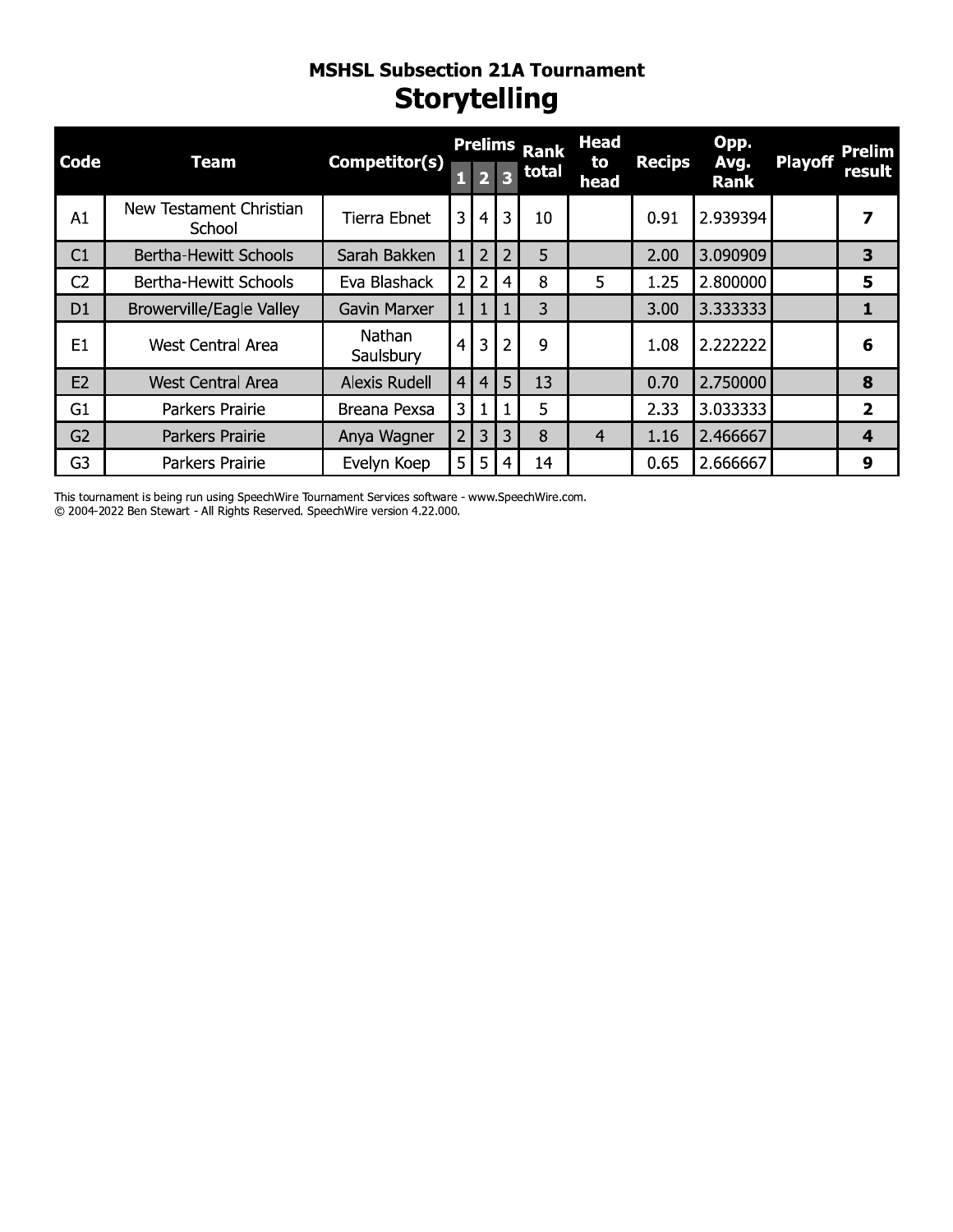## MSHSL Subsection 21A Tournament

# Storytelling

| Code | Team | Competitor(s) | Prelims | | | Rank total | Head to head | Recips | Opp. Avg. Rank | Playoff | Prelim result |
|---|---|---|---|---|---|---|---|---|---|---|---|
| | | | 1 | 2 | 3 | | | | | | |
| A1 | New Testament Christian School | Tierra Ebnet | 3 | 4 | 3 | 10 | | 0.91 | 2.939394 | | **7** |
| C1 | Bertha-Hewitt Schools | Sarah Bakken | 1 | 2 | 2 | 5 | | 2.00 | 3.090909 | | **3** |
| C2 | Bertha-Hewitt Schools | Eva Blashack | 2 | 2 | 4 | 8 | 5 | 1.25 | 2.800000 | | **5** |
| D1 | Browerville/Eagle Valley | Gavin Marxer | 1 | 1 | 1 | 3 | | 3.00 | 3.333333 | | **1** |
| E1 | West Central Area | Nathan Saulsbury | 4 | 3 | 2 | 9 | | 1.08 | 2.222222 | | **6** |
| E2 | West Central Area | Alexis Rudell | 4 | 4 | 5 | 13 | | 0.70 | 2.750000 | | **8** |
| G1 | Parkers Prairie | Breana Pexsa | 3 | 1 | 1 | 5 | | 2.33 | 3.033333 | | **2** |
| G2 | Parkers Prairie | Anya Wagner | 2 | 3 | 3 | 8 | 4 | 1.16 | 2.466667 | | **4** |
| G3 | Parkers Prairie | Evelyn Koep | 5 | 5 | 4 | 14 | | 0.65 | 2.666667 | | **9** |

This tournament is being run using SpeechWire Tournament Services software - www.SpeechWire.com.
© 2004-2022 Ben Stewart - All Rights Reserved. SpeechWire version 4.22.000.